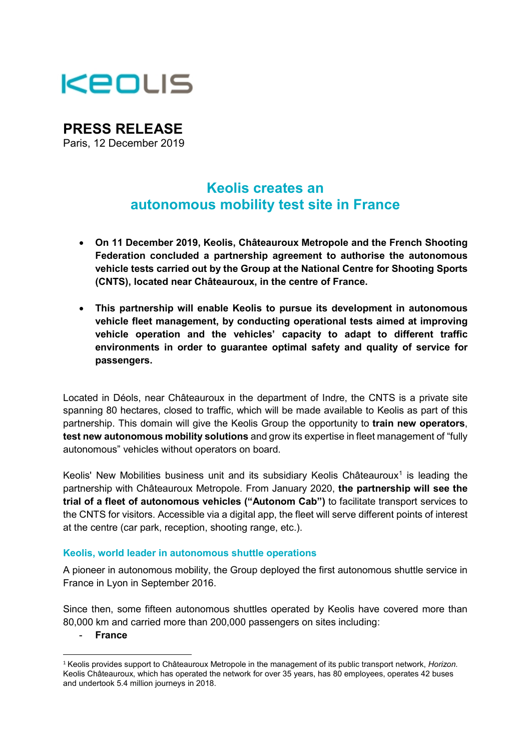# KEOLIS

## PRESS RELEASE

Paris, 12 December 2019

## Keolis creates an autonomous mobility test site in France

- **On 11 December 2019, Keolis, Châteauroux Metropole and the French Shooting Federation concluded a partnership agreement to authorise the autonomous vehicle tests carried out by the Group at the National Centre for Shooting Sports (CNTS), located near Châteauroux, in the centre of France.**

- **This partnership will enable Keolis to pursue its development in autonomous vehicle fleet management, by conducting operational tests aimed at improving vehicle operation and the vehicles' capacity to adapt to different traffic environments in order to guarantee optimal safety and quality of service for passengers.**

Located in Déols, near Châteauroux in the department of Indre, the CNTS is a private site spanning 80 hectares, closed to traffic, which will be made available to Keolis as part of this partnership. This domain will give the Keolis Group the opportunity to **train new operators**, **test new autonomous mobility solutions** and grow its expertise in fleet management of "fully autonomous" vehicles without operators on board.

Keolis' New Mobilities business unit and its subsidiary Keolis Châteauroux[1] is leading the partnership with Châteauroux Metropole. From January 2020, **the partnership will see the trial of a fleet of autonomous vehicles ("Autonom Cab")** to facilitate transport services to the CNTS for visitors. Accessible via a digital app, the fleet will serve different points of interest at the centre (car park, reception, shooting range, etc.).

### Keolis, world leader in autonomous shuttle operations

A pioneer in autonomous mobility, the Group deployed the first autonomous shuttle service in France in Lyon in September 2016.

Since then, some fifteen autonomous shuttles operated by Keolis have covered more than 80,000 km and carried more than 200,000 passengers on sites including:

- **France**

[1] Keolis provides support to Châteauroux Metropole in the management of its public transport network, *Horizon*. Keolis Châteauroux, which has operated the network for over 35 years, has 80 employees, operates 42 buses and undertook 5.4 million journeys in 2018.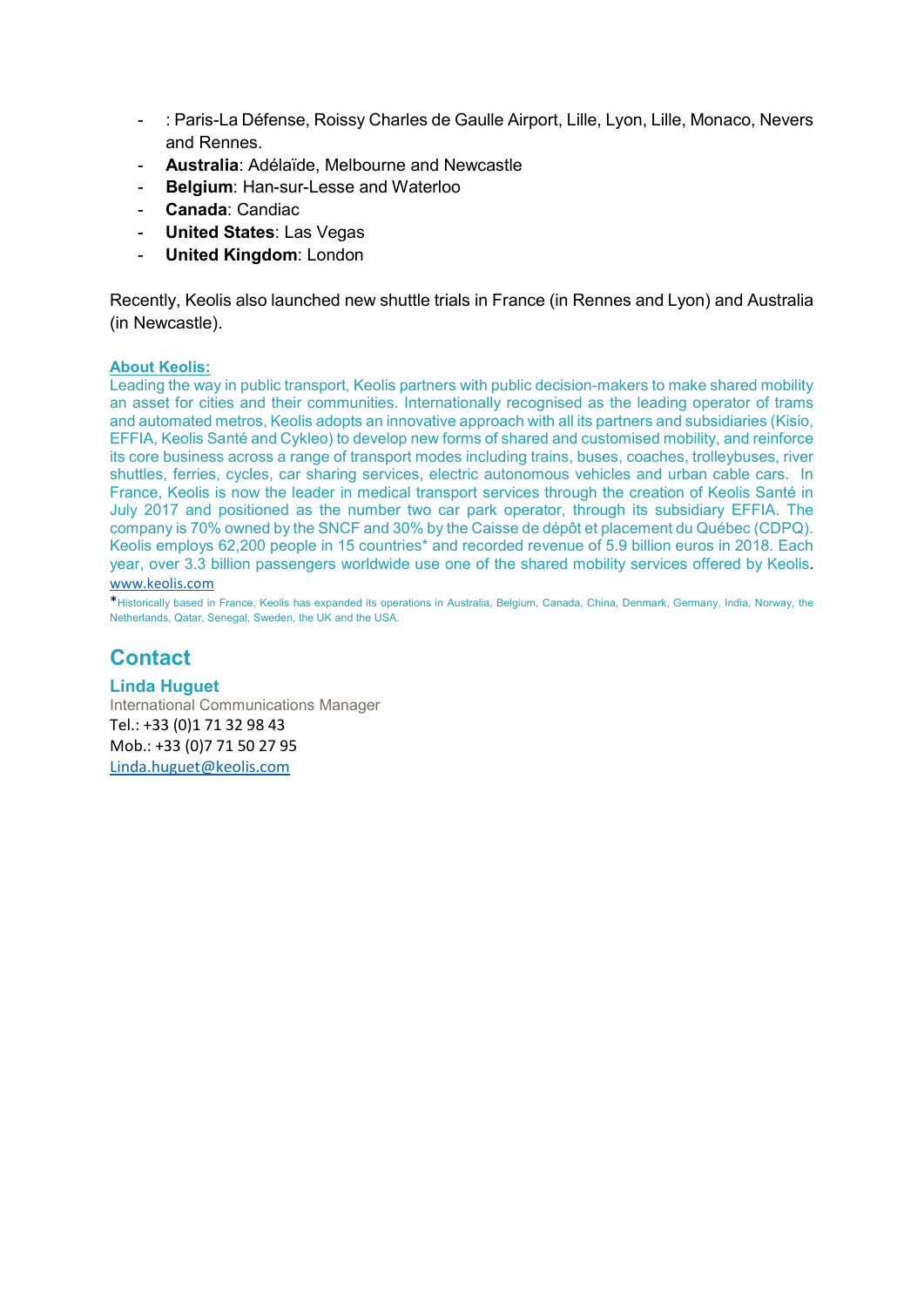- : Paris-La Défense, Roissy Charles de Gaulle Airport, Lille, Lyon, Lille, Monaco, Nevers and Rennes.
- **Australia**: Adélaïde, Melbourne and Newcastle
- **Belgium**: Han-sur-Lesse and Waterloo
- **Canada**: Candiac
- **United States**: Las Vegas
- **United Kingdom**: London

Recently, Keolis also launched new shuttle trials in France (in Rennes and Lyon) and Australia (in Newcastle).

**About Keolis:**

Leading the way in public transport, Keolis partners with public decision-makers to make shared mobility an asset for cities and their communities. Internationally recognised as the leading operator of trams and automated metros, Keolis adopts an innovative approach with all its partners and subsidiaries (Kisio, EFFIA, Keolis Santé and Cykleo) to develop new forms of shared and customised mobility, and reinforce its core business across a range of transport modes including trains, buses, coaches, trolleybuses, river shuttles, ferries, cycles, car sharing services, electric autonomous vehicles and urban cable cars. In France, Keolis is now the leader in medical transport services through the creation of Keolis Santé in July 2017 and positioned as the number two car park operator, through its subsidiary EFFIA. The company is 70% owned by the SNCF and 30% by the Caisse de dépôt et placement du Québec (CDPQ). Keolis employs 62,200 people in 15 countries* and recorded revenue of 5.9 billion euros in 2018. Each year, over 3.3 billion passengers worldwide use one of the shared mobility services offered by Keolis. www.keolis.com

*Historically based in France, Keolis has expanded its operations in Australia, Belgium, Canada, China, Denmark, Germany, India, Norway, the Netherlands, Qatar, Senegal, Sweden, the UK and the USA.

## Contact

**Linda Huguet**
International Communications Manager
Tel.: +33 (0)1 71 32 98 43
Mob.: +33 (0)7 71 50 27 95
Linda.huguet@keolis.com